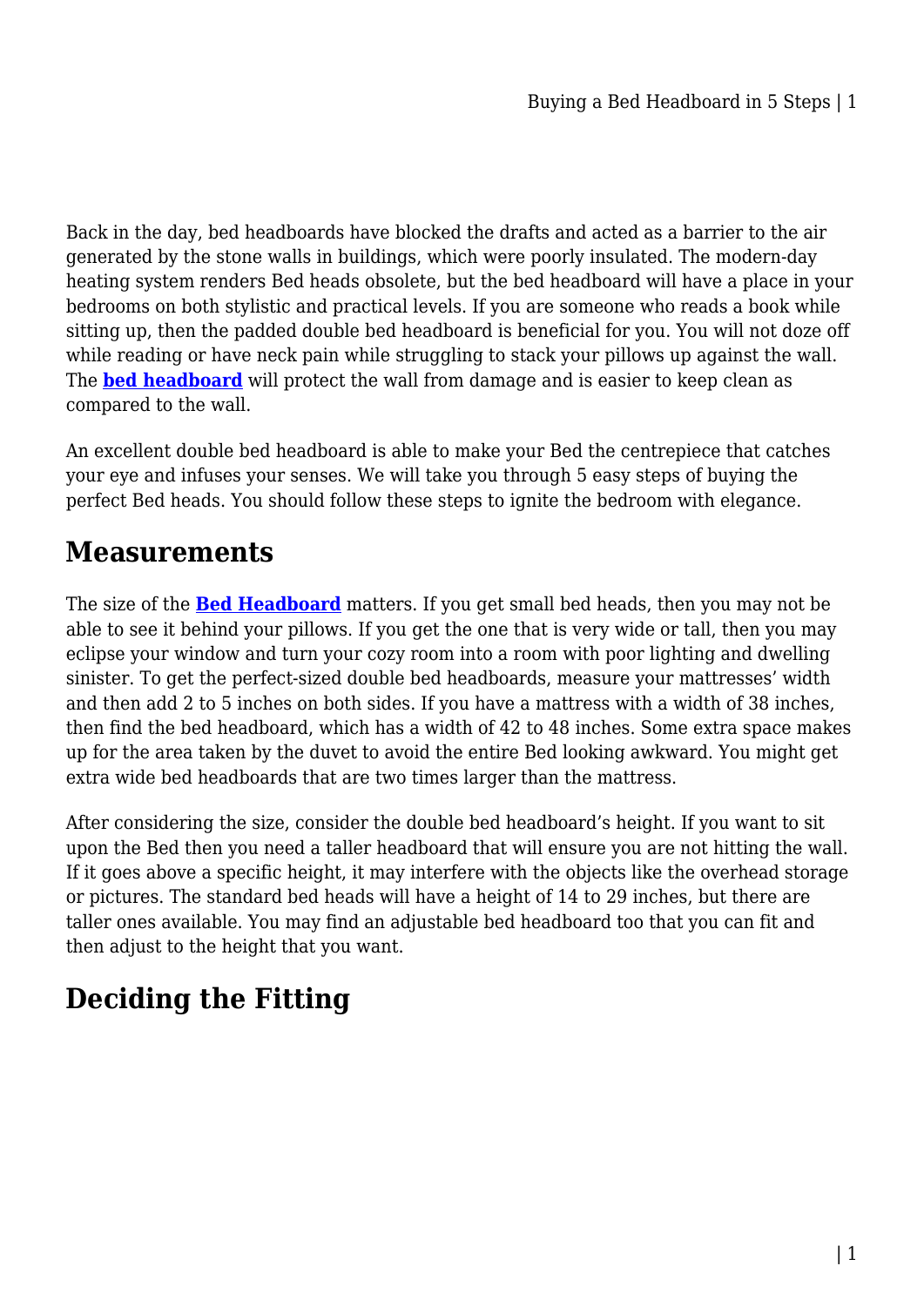Back in the day, bed headboards have blocked the drafts and acted as a barrier to the air generated by the stone walls in buildings, which were poorly insulated. The modern-day heating system renders Bed heads obsolete, but the bed headboard will have a place in your bedrooms on both stylistic and practical levels. If you are someone who reads a book while sitting up, then the padded double bed headboard is beneficial for you. You will not doze off while reading or have neck pain while struggling to stack your pillows up against the wall. The **bed headboard** will protect the wall from damage and is easier to keep clean as compared to the wall.

An excellent double bed headboard is able to make your Bed the centrepiece that catches your eye and infuses your senses. We will take you through 5 easy steps of buying the perfect Bed heads. You should follow these steps to ignite the bedroom with elegance.

## Measurements

The size of the **Bed Headboard** matters. If you get small bed heads, then you may not be able to see it behind your pillows. If you get the one that is very wide or tall, then you may eclipse your window and turn your cozy room into a room with poor lighting and dwelling sinister. To get the perfect-sized double bed headboards, measure your mattresses' width and then add 2 to 5 inches on both sides. If you have a mattress with a width of 38 inches, then find the bed headboard, which has a width of 42 to 48 inches. Some extra space makes up for the area taken by the duvet to avoid the entire Bed looking awkward. You might get extra wide bed headboards that are two times larger than the mattress.

After considering the size, consider the double bed headboard's height. If you want to sit upon the Bed then you need a taller headboard that will ensure you are not hitting the wall. If it goes above a specific height, it may interfere with the objects like the overhead storage or pictures. The standard bed heads will have a height of 14 to 29 inches, but there are taller ones available. You may find an adjustable bed headboard too that you can fit and then adjust to the height that you want.

## Deciding the Fitting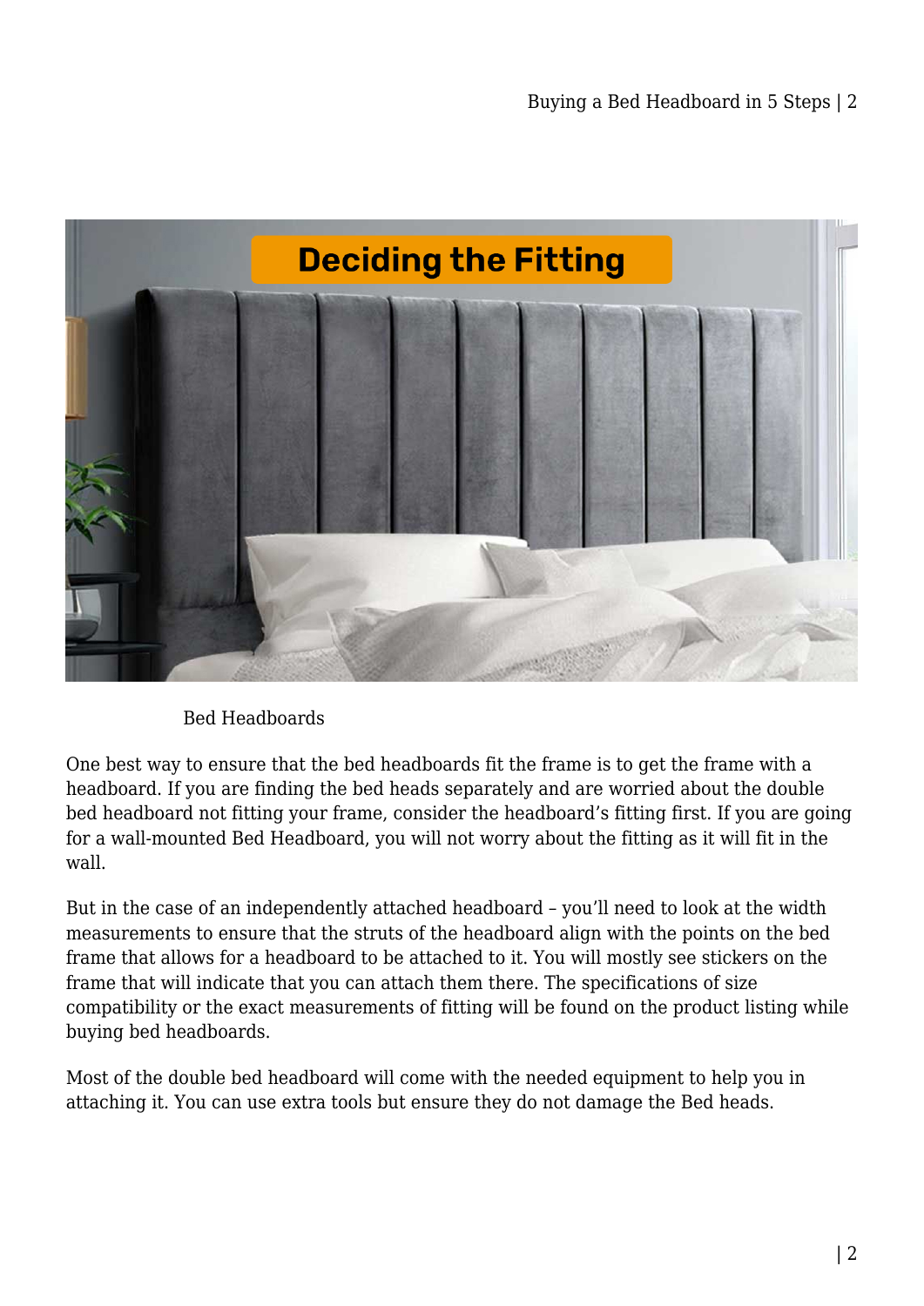Bed Headboards

One best way to ensure that the bed headboards fit the frame is to get the frame with a headboard. If you are finding the bed heads separately and are worried about the double bed headboard not fitting your frame, consider the headboard's fitting first. If you are going for a wall-mounted Bed Headboard, you will not worry about the fitting as it will fit in the wall.

But in the case of an independently attached headboard – you'll need to look at the width measurements to ensure that the struts of the headboard align with the points on the bed frame that allows for a headboard to be attached to it. You will mostly see stickers on the frame that will indicate that you can attach them there. The specifications of size compatibility or the exact measurements of fitting will be found on the product listing while buying bed headboards.

Most of the double bed headboard will come with the needed equipment to help you in attaching it. You can use extra tools but ensure they do not damage the Bed heads.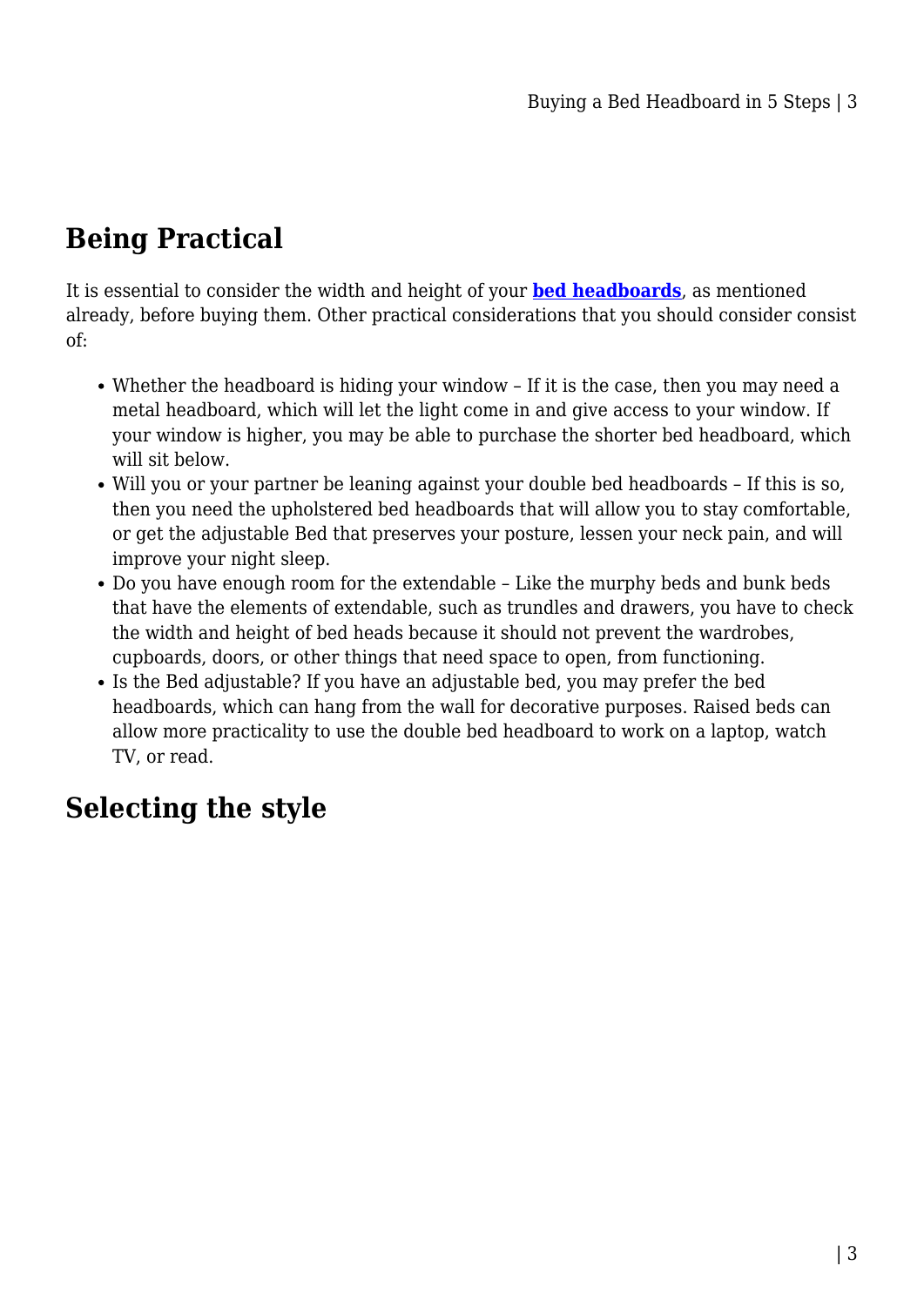## Being Practical

It is essential to consider the width and height of your **bed headboards**, as mentioned already, before buying them. Other practical considerations that you should consider consist of:

- Whether the headboard is hiding your window – If it is the case, then you may need a metal headboard, which will let the light come in and give access to your window. If your window is higher, you may be able to purchase the shorter bed headboard, which will sit below.
- Will you or your partner be leaning against your double bed headboards – If this is so, then you need the upholstered bed headboards that will allow you to stay comfortable, or get the adjustable Bed that preserves your posture, lessen your neck pain, and will improve your night sleep.
- Do you have enough room for the extendable – Like the murphy beds and bunk beds that have the elements of extendable, such as trundles and drawers, you have to check the width and height of bed heads because it should not prevent the wardrobes, cupboards, doors, or other things that need space to open, from functioning.
- Is the Bed adjustable? If you have an adjustable bed, you may prefer the bed headboards, which can hang from the wall for decorative purposes. Raised beds can allow more practicality to use the double bed headboard to work on a laptop, watch TV, or read.

## Selecting the style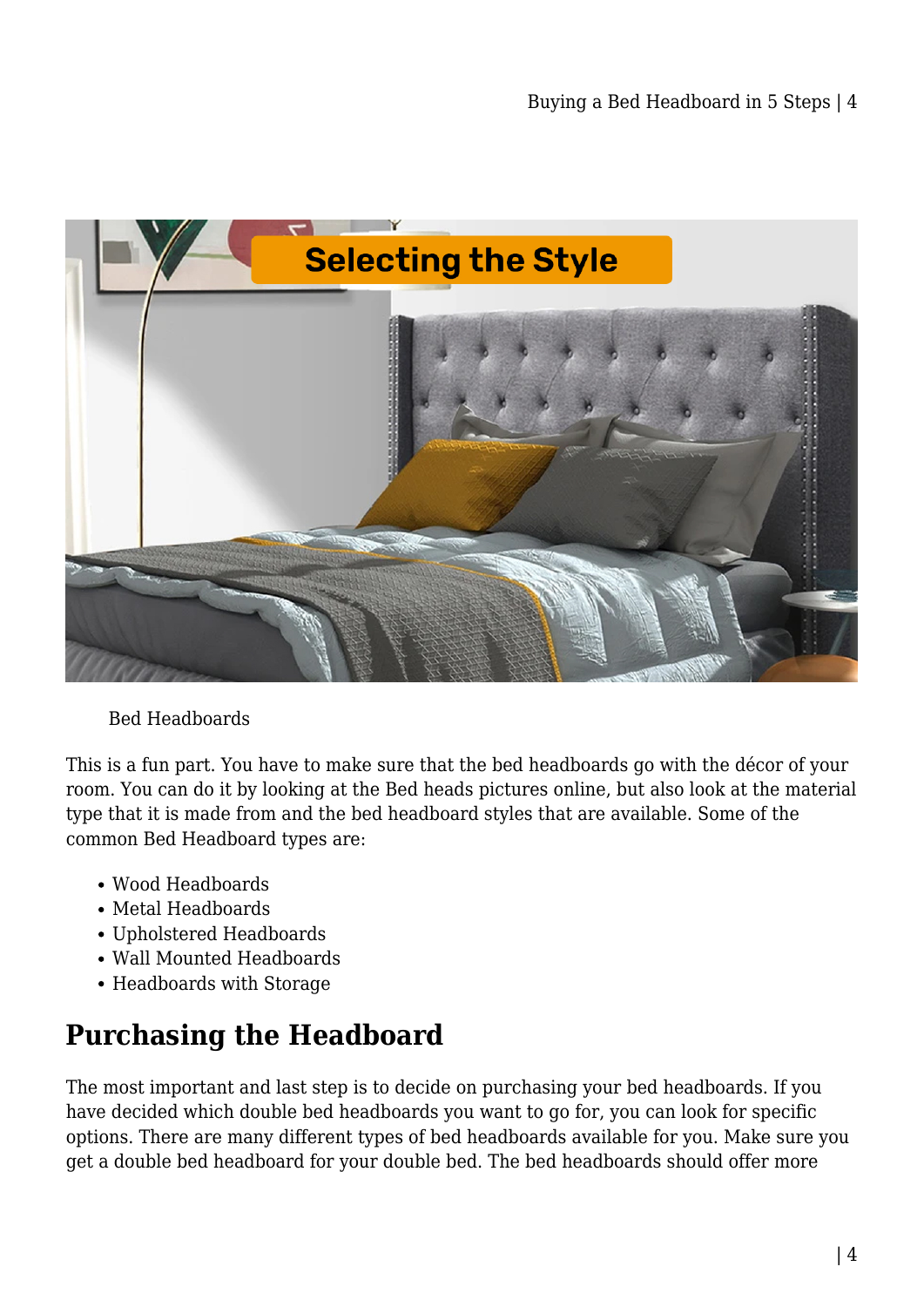Bed Headboards

This is a fun part. You have to make sure that the bed headboards go with the décor of your room. You can do it by looking at the Bed heads pictures online, but also look at the material type that it is made from and the bed headboard styles that are available. Some of the common Bed Headboard types are:

- Wood Headboards
- Metal Headboards
- Upholstered Headboards
- Wall Mounted Headboards
- Headboards with Storage

## Purchasing the Headboard

The most important and last step is to decide on purchasing your bed headboards. If you have decided which double bed headboards you want to go for, you can look for specific options. There are many different types of bed headboards available for you. Make sure you get a double bed headboard for your double bed. The bed headboards should offer more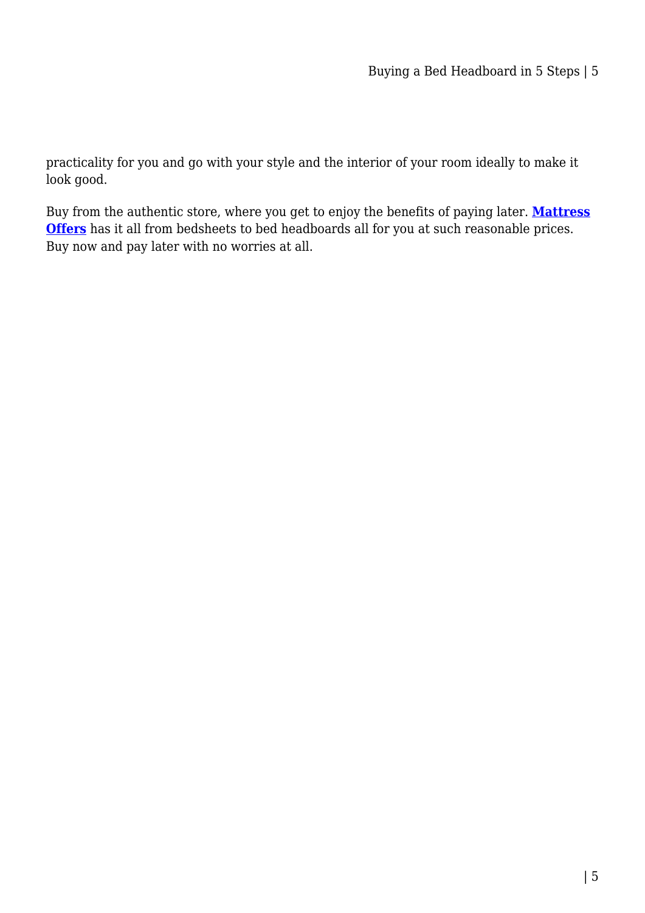practicality for you and go with your style and the interior of your room ideally to make it look good.

Buy from the authentic store, where you get to enjoy the benefits of paying later. **Mattress Offers** has it all from bedsheets to bed headboards all for you at such reasonable prices. Buy now and pay later with no worries at all.